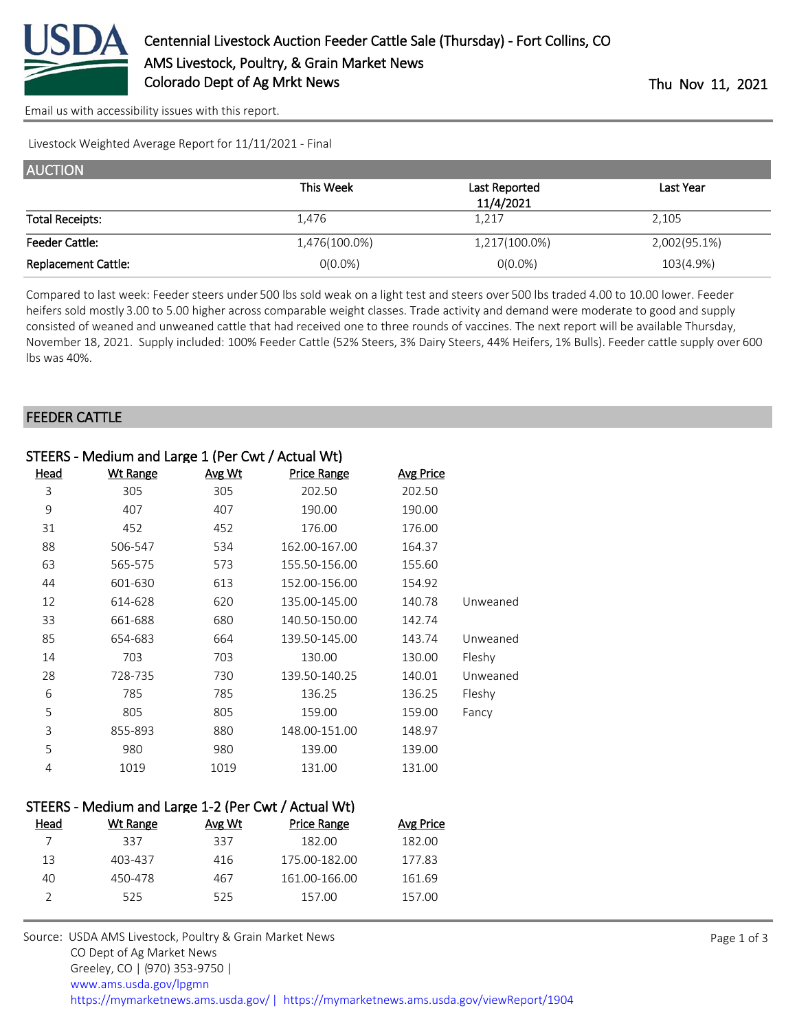# Centennial Livestock Auction Feeder Cattle Sale (Thursday) - Fort Collins, CO

AMS Livestock, Poultry, & Grain Market News

Colorado Dept of Ag Mrkt News

Thu Nov 11, 2021

Email us with accessibility issues with this report.

Livestock Weighted Average Report for 11/11/2021 - Final

## AUCTION

| | This Week | Last Reported 11/4/2021 | Last Year |
|---|---|---|---|
| Total Receipts: | 1,476 | 1,217 | 2,105 |
| Feeder Cattle: | 1,476(100.0%) | 1,217(100.0%) | 2,002(95.1%) |
| Replacement Cattle: | 0(0.0%) | 0(0.0%) | 103(4.9%) |

Compared to last week: Feeder steers under 500 lbs sold weak on a light test and steers over 500 lbs traded 4.00 to 10.00 lower. Feeder heifers sold mostly 3.00 to 5.00 higher across comparable weight classes. Trade activity and demand were moderate to good and supply consisted of weaned and unweaned cattle that had received one to three rounds of vaccines. The next report will be available Thursday, November 18, 2021. Supply included: 100% Feeder Cattle (52% Steers, 3% Dairy Steers, 44% Heifers, 1% Bulls). Feeder cattle supply over 600 lbs was 40%.

## FEEDER CATTLE

### STEERS - Medium and Large 1 (Per Cwt / Actual Wt)

| Head | Wt Range | Avg Wt | Price Range | Avg Price | |
|---|---|---|---|---|---|
| 3 | 305 | 305 | 202.50 | 202.50 | |
| 9 | 407 | 407 | 190.00 | 190.00 | |
| 31 | 452 | 452 | 176.00 | 176.00 | |
| 88 | 506-547 | 534 | 162.00-167.00 | 164.37 | |
| 63 | 565-575 | 573 | 155.50-156.00 | 155.60 | |
| 44 | 601-630 | 613 | 152.00-156.00 | 154.92 | |
| 12 | 614-628 | 620 | 135.00-145.00 | 140.78 | Unweaned |
| 33 | 661-688 | 680 | 140.50-150.00 | 142.74 | |
| 85 | 654-683 | 664 | 139.50-145.00 | 143.74 | Unweaned |
| 14 | 703 | 703 | 130.00 | 130.00 | Fleshy |
| 28 | 728-735 | 730 | 139.50-140.25 | 140.01 | Unweaned |
| 6 | 785 | 785 | 136.25 | 136.25 | Fleshy |
| 5 | 805 | 805 | 159.00 | 159.00 | Fancy |
| 3 | 855-893 | 880 | 148.00-151.00 | 148.97 | |
| 5 | 980 | 980 | 139.00 | 139.00 | |
| 4 | 1019 | 1019 | 131.00 | 131.00 | |

### STEERS - Medium and Large 1-2 (Per Cwt / Actual Wt)

| Head | Wt Range | Avg Wt | Price Range | Avg Price |
|---|---|---|---|---|
| 7 | 337 | 337 | 182.00 | 182.00 |
| 13 | 403-437 | 416 | 175.00-182.00 | 177.83 |
| 40 | 450-478 | 467 | 161.00-166.00 | 161.69 |
| 2 | 525 | 525 | 157.00 | 157.00 |

Source: USDA AMS Livestock, Poultry & Grain Market News
CO Dept of Ag Market News
Greeley, CO | (970) 353-9750 |
www.ams.usda.gov/lpgmn
https://mymarketnews.ams.usda.gov/ | https://mymarketnews.ams.usda.gov/viewReport/1904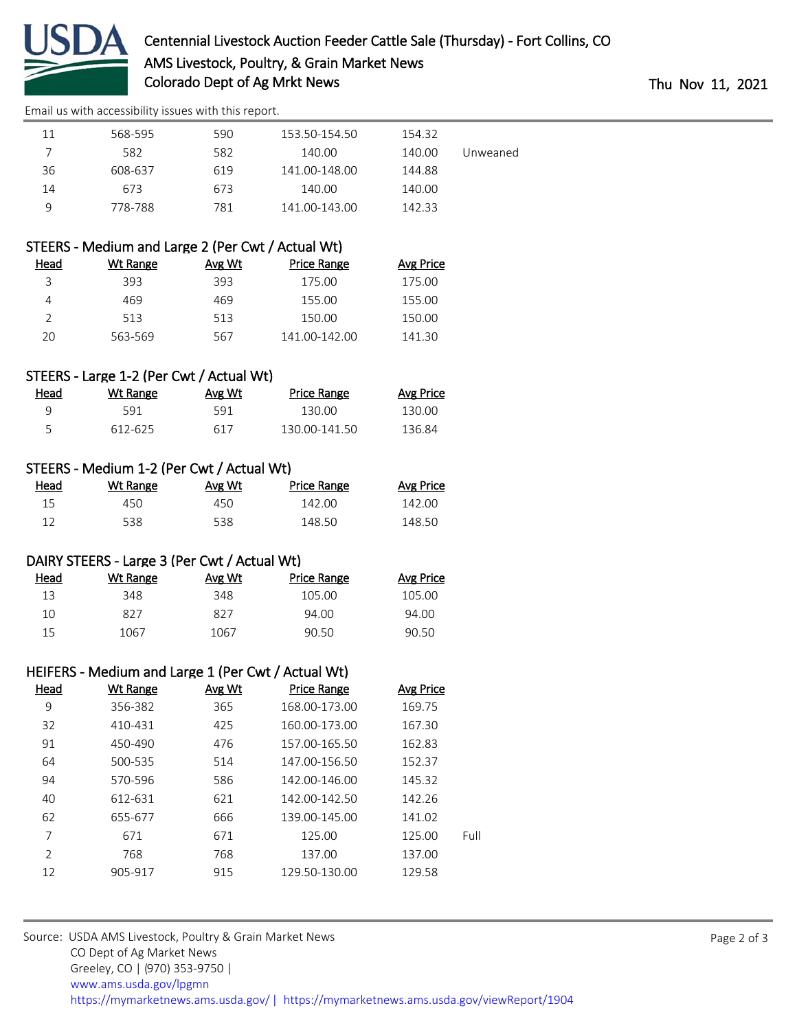| Head | Wt Range | Avg Wt | Price Range | Avg Price | |
|---|---|---|---|---|---|
| 11 | 568-595 | 590 | 153.50-154.50 | 154.32 | |
| 7 | 582 | 582 | 140.00 | 140.00 | Unweaned |
| 36 | 608-637 | 619 | 141.00-148.00 | 144.88 | |
| 14 | 673 | 673 | 140.00 | 140.00 | |
| 9 | 778-788 | 781 | 141.00-143.00 | 142.33 | |

## STEERS - Medium and Large 2 (Per Cwt / Actual Wt)

| Head | Wt Range | Avg Wt | Price Range | Avg Price |
|---|---|---|---|---|
| 3 | 393 | 393 | 175.00 | 175.00 |
| 4 | 469 | 469 | 155.00 | 155.00 |
| 2 | 513 | 513 | 150.00 | 150.00 |
| 20 | 563-569 | 567 | 141.00-142.00 | 141.30 |

## STEERS - Large 1-2 (Per Cwt / Actual Wt)

| Head | Wt Range | Avg Wt | Price Range | Avg Price |
|---|---|---|---|---|
| 9 | 591 | 591 | 130.00 | 130.00 |
| 5 | 612-625 | 617 | 130.00-141.50 | 136.84 |

## STEERS - Medium 1-2 (Per Cwt / Actual Wt)

| Head | Wt Range | Avg Wt | Price Range | Avg Price |
|---|---|---|---|---|
| 15 | 450 | 450 | 142.00 | 142.00 |
| 12 | 538 | 538 | 148.50 | 148.50 |

## DAIRY STEERS - Large 3 (Per Cwt / Actual Wt)

| Head | Wt Range | Avg Wt | Price Range | Avg Price |
|---|---|---|---|---|
| 13 | 348 | 348 | 105.00 | 105.00 |
| 10 | 827 | 827 | 94.00 | 94.00 |
| 15 | 1067 | 1067 | 90.50 | 90.50 |

## HEIFERS - Medium and Large 1 (Per Cwt / Actual Wt)

| Head | Wt Range | Avg Wt | Price Range | Avg Price | |
|---|---|---|---|---|---|
| 9 | 356-382 | 365 | 168.00-173.00 | 169.75 | |
| 32 | 410-431 | 425 | 160.00-173.00 | 167.30 | |
| 91 | 450-490 | 476 | 157.00-165.50 | 162.83 | |
| 64 | 500-535 | 514 | 147.00-156.50 | 152.37 | |
| 94 | 570-596 | 586 | 142.00-146.00 | 145.32 | |
| 40 | 612-631 | 621 | 142.00-142.50 | 142.26 | |
| 62 | 655-677 | 666 | 139.00-145.00 | 141.02 | |
| 7 | 671 | 671 | 125.00 | 125.00 | Full |
| 2 | 768 | 768 | 137.00 | 137.00 | |
| 12 | 905-917 | 915 | 129.50-130.00 | 129.58 | |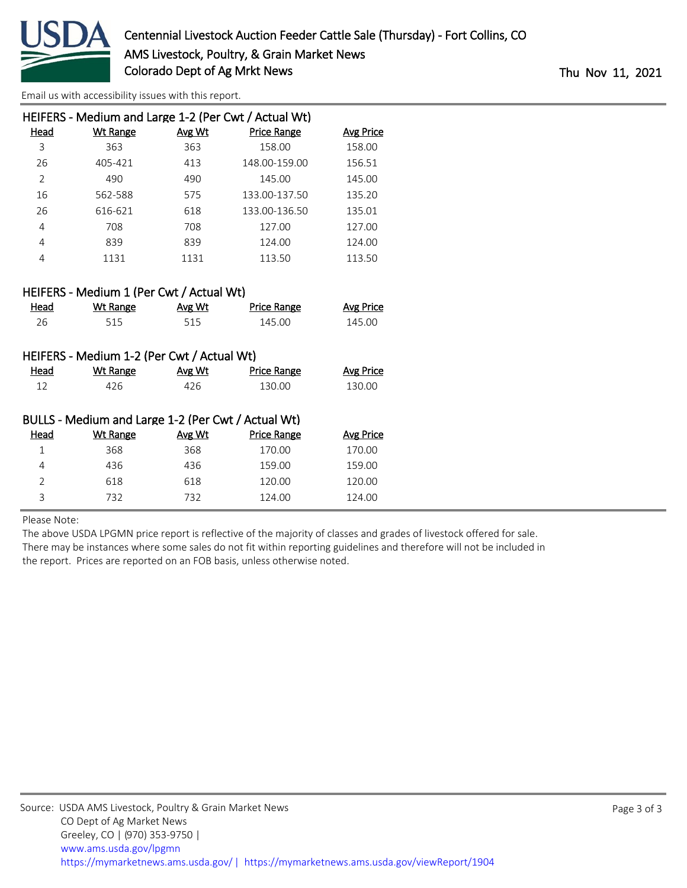Email us with accessibility issues with this report.

## HEIFERS - Medium and Large 1-2 (Per Cwt / Actual Wt)

| Head | Wt Range | Avg Wt | Price Range | Avg Price |
|---|---|---|---|---|
| 3 | 363 | 363 | 158.00 | 158.00 |
| 26 | 405-421 | 413 | 148.00-159.00 | 156.51 |
| 2 | 490 | 490 | 145.00 | 145.00 |
| 16 | 562-588 | 575 | 133.00-137.50 | 135.20 |
| 26 | 616-621 | 618 | 133.00-136.50 | 135.01 |
| 4 | 708 | 708 | 127.00 | 127.00 |
| 4 | 839 | 839 | 124.00 | 124.00 |
| 4 | 1131 | 1131 | 113.50 | 113.50 |

## HEIFERS - Medium 1 (Per Cwt / Actual Wt)

| Head | Wt Range | Avg Wt | Price Range | Avg Price |
|---|---|---|---|---|
| 26 | 515 | 515 | 145.00 | 145.00 |

## HEIFERS - Medium 1-2 (Per Cwt / Actual Wt)

| Head | Wt Range | Avg Wt | Price Range | Avg Price |
|---|---|---|---|---|
| 12 | 426 | 426 | 130.00 | 130.00 |

## BULLS - Medium and Large 1-2 (Per Cwt / Actual Wt)

| Head | Wt Range | Avg Wt | Price Range | Avg Price |
|---|---|---|---|---|
| 1 | 368 | 368 | 170.00 | 170.00 |
| 4 | 436 | 436 | 159.00 | 159.00 |
| 2 | 618 | 618 | 120.00 | 120.00 |
| 3 | 732 | 732 | 124.00 | 124.00 |

Please Note:
The above USDA LPGMN price report is reflective of the majority of classes and grades of livestock offered for sale. There may be instances where some sales do not fit within reporting guidelines and therefore will not be included in the report. Prices are reported on an FOB basis, unless otherwise noted.

Source: USDA AMS Livestock, Poultry & Grain Market News
CO Dept of Ag Market News
Greeley, CO | (970) 353-9750 |
www.ams.usda.gov/lpgmn
https://mymarketnews.ams.usda.gov/ | https://mymarketnews.ams.usda.gov/viewReport/1904